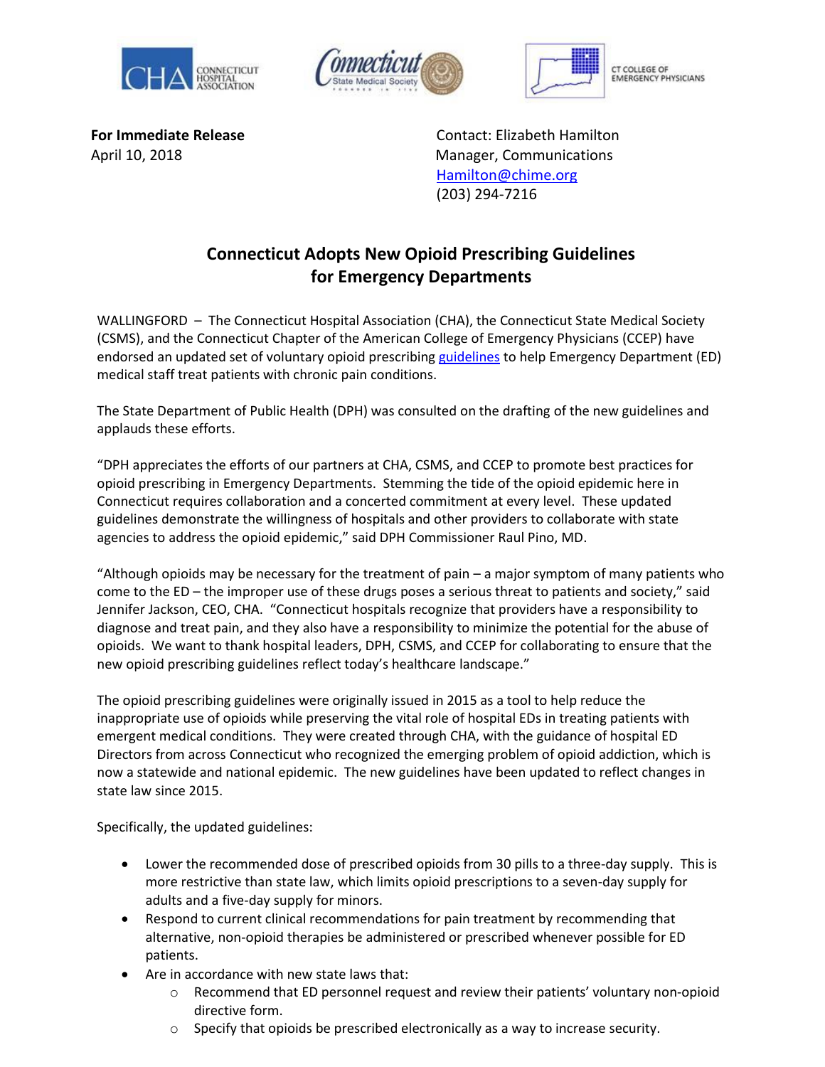CONNECTICUT HOSPITAL ASSOCIATION | Connecticut State Medical Society | CT COLLEGE OF EMERGENCY PHYSICIANS

**For Immediate Release**
April 10, 2018

Contact: Elizabeth Hamilton
Manager, Communications
Hamilton@chime.org
(203) 294-7216

# Connecticut Adopts New Opioid Prescribing Guidelines for Emergency Departments

WALLINGFORD – The Connecticut Hospital Association (CHA), the Connecticut State Medical Society (CSMS), and the Connecticut Chapter of the American College of Emergency Physicians (CCEP) have endorsed an updated set of voluntary opioid prescribing guidelines to help Emergency Department (ED) medical staff treat patients with chronic pain conditions.

The State Department of Public Health (DPH) was consulted on the drafting of the new guidelines and applauds these efforts.

"DPH appreciates the efforts of our partners at CHA, CSMS, and CCEP to promote best practices for opioid prescribing in Emergency Departments. Stemming the tide of the opioid epidemic here in Connecticut requires collaboration and a concerted commitment at every level. These updated guidelines demonstrate the willingness of hospitals and other providers to collaborate with state agencies to address the opioid epidemic," said DPH Commissioner Raul Pino, MD.

"Although opioids may be necessary for the treatment of pain – a major symptom of many patients who come to the ED – the improper use of these drugs poses a serious threat to patients and society," said Jennifer Jackson, CEO, CHA. "Connecticut hospitals recognize that providers have a responsibility to diagnose and treat pain, and they also have a responsibility to minimize the potential for the abuse of opioids. We want to thank hospital leaders, DPH, CSMS, and CCEP for collaborating to ensure that the new opioid prescribing guidelines reflect today's healthcare landscape."

The opioid prescribing guidelines were originally issued in 2015 as a tool to help reduce the inappropriate use of opioids while preserving the vital role of hospital EDs in treating patients with emergent medical conditions. They were created through CHA, with the guidance of hospital ED Directors from across Connecticut who recognized the emerging problem of opioid addiction, which is now a statewide and national epidemic. The new guidelines have been updated to reflect changes in state law since 2015.

Specifically, the updated guidelines:

- Lower the recommended dose of prescribed opioids from 30 pills to a three-day supply. This is more restrictive than state law, which limits opioid prescriptions to a seven-day supply for adults and a five-day supply for minors.
- Respond to current clinical recommendations for pain treatment by recommending that alternative, non-opioid therapies be administered or prescribed whenever possible for ED patients.
- Are in accordance with new state laws that:
  - Recommend that ED personnel request and review their patients' voluntary non-opioid directive form.
  - Specify that opioids be prescribed electronically as a way to increase security.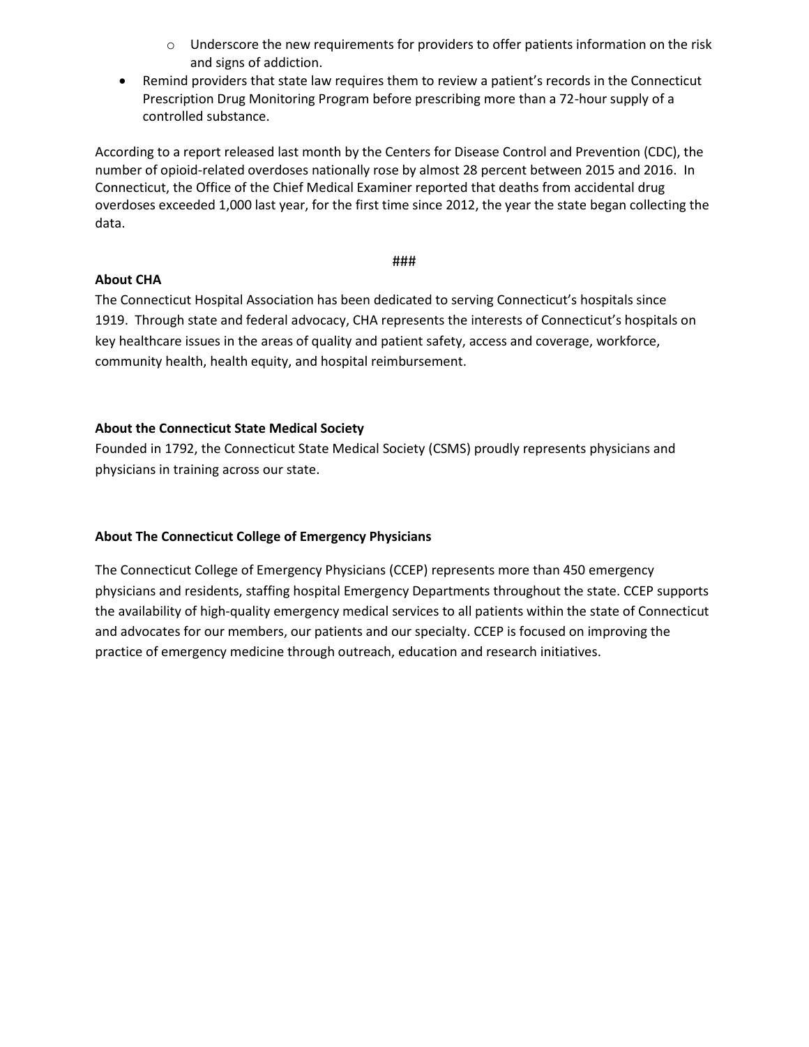- Underscore the new requirements for providers to offer patients information on the risk and signs of addiction.
- Remind providers that state law requires them to review a patient's records in the Connecticut Prescription Drug Monitoring Program before prescribing more than a 72-hour supply of a controlled substance.

According to a report released last month by the Centers for Disease Control and Prevention (CDC), the number of opioid-related overdoses nationally rose by almost 28 percent between 2015 and 2016. In Connecticut, the Office of the Chief Medical Examiner reported that deaths from accidental drug overdoses exceeded 1,000 last year, for the first time since 2012, the year the state began collecting the data.

###

**About CHA**

The Connecticut Hospital Association has been dedicated to serving Connecticut's hospitals since 1919. Through state and federal advocacy, CHA represents the interests of Connecticut's hospitals on key healthcare issues in the areas of quality and patient safety, access and coverage, workforce, community health, health equity, and hospital reimbursement.

**About the Connecticut State Medical Society**

Founded in 1792, the Connecticut State Medical Society (CSMS) proudly represents physicians and physicians in training across our state.

**About The Connecticut College of Emergency Physicians**

The Connecticut College of Emergency Physicians (CCEP) represents more than 450 emergency physicians and residents, staffing hospital Emergency Departments throughout the state. CCEP supports the availability of high-quality emergency medical services to all patients within the state of Connecticut and advocates for our members, our patients and our specialty. CCEP is focused on improving the practice of emergency medicine through outreach, education and research initiatives.